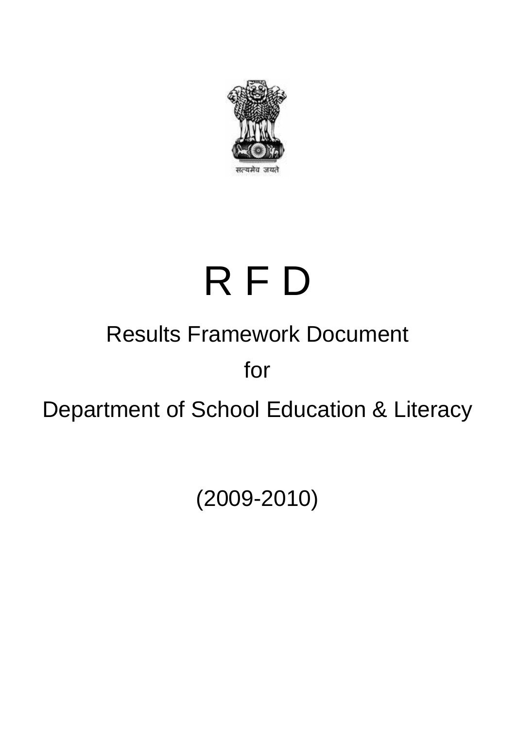सत्यमेव जयते

# R F D

## Results Framework Document

for

## Department of School Education & Literacy

(2009-2010)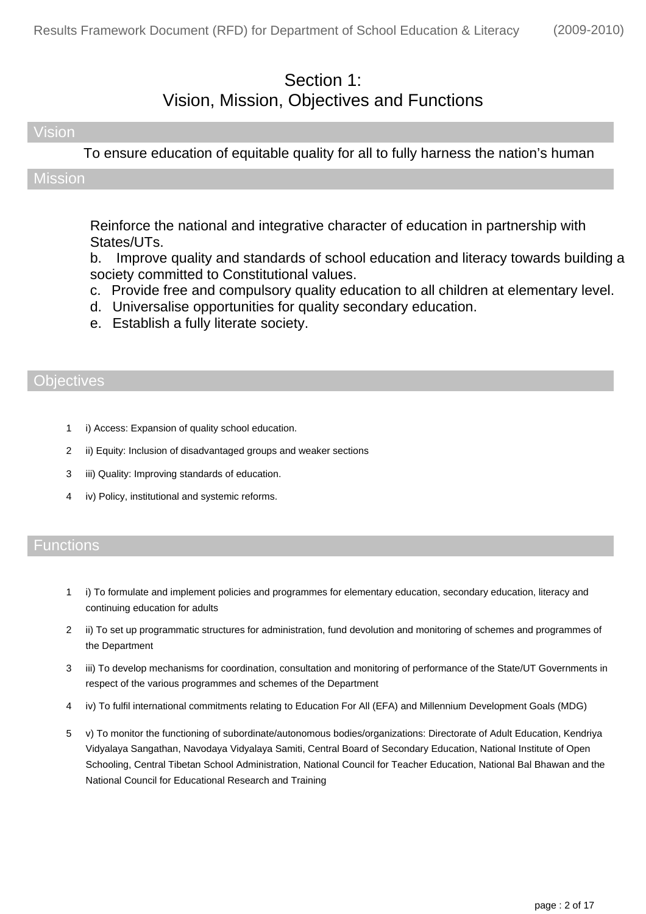# Section 1:
# Vision, Mission, Objectives and Functions

## Vision

To ensure education of equitable quality for all to fully harness the nation's human

## Mission

Reinforce the national and integrative character of education in partnership with States/UTs.

b. Improve quality and standards of school education and literacy towards building a society committed to Constitutional values.

c. Provide free and compulsory quality education to all children at elementary level.

d. Universalise opportunities for quality secondary education.

e. Establish a fully literate society.

## Objectives

1. i) Access: Expansion of quality school education.
2. ii) Equity: Inclusion of disadvantaged groups and weaker sections
3. iii) Quality: Improving standards of education.
4. iv) Policy, institutional and systemic reforms.

## Functions

1. i) To formulate and implement policies and programmes for elementary education, secondary education, literacy and continuing education for adults
2. ii) To set up programmatic structures for administration, fund devolution and monitoring of schemes and programmes of the Department
3. iii) To develop mechanisms for coordination, consultation and monitoring of performance of the State/UT Governments in respect of the various programmes and schemes of the Department
4. iv) To fulfil international commitments relating to Education For All (EFA) and Millennium Development Goals (MDG)
5. v) To monitor the functioning of subordinate/autonomous bodies/organizations: Directorate of Adult Education, Kendriya Vidyalaya Sangathan, Navodaya Vidyalaya Samiti, Central Board of Secondary Education, National Institute of Open Schooling, Central Tibetan School Administration, National Council for Teacher Education, National Bal Bhawan and the National Council for Educational Research and Training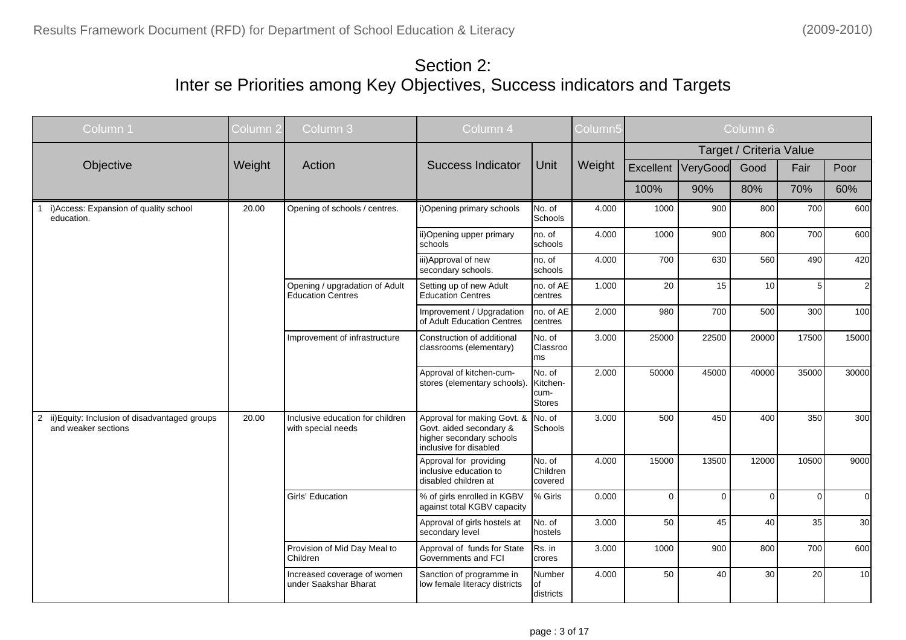# Section 2:
# Inter se Priorities among Key Objectives, Success indicators and Targets

| Column 1 | Column 2 | Column 3 | Column 4 | | Column5 | Column 6 | | | | |
|---|---|---|---|---|---|---|---|---|---|---|
| Objective | Weight | Action | Success Indicator | Unit | Weight | Target / Criteria Value | | | | |
| | | | | | | Excellent | VeryGood | Good | Fair | Poor |
| | | | | | | 100% | 90% | 80% | 70% | 60% |
| 1 i)Access: Expansion of quality school education. | 20.00 | Opening of schools / centres. | i)Opening primary schools | No. of Schools | 4.000 | 1000 | 900 | 800 | 700 | 600 |
| | | | ii)Opening upper primary schools | no. of schools | 4.000 | 1000 | 900 | 800 | 700 | 600 |
| | | | iii)Approval of new secondary schools. | no. of schools | 4.000 | 700 | 630 | 560 | 490 | 420 |
| | | Opening / upgradation of Adult Education Centres | Setting up of new Adult Education Centres | no. of AE centres | 1.000 | 20 | 15 | 10 | 5 | 2 |
| | | | Improvement / Upgradation of Adult Education Centres | no. of AE centres | 2.000 | 980 | 700 | 500 | 300 | 100 |
| | | Improvement of infrastructure | Construction of additional classrooms (elementary) | No. of Classrooms | 3.000 | 25000 | 22500 | 20000 | 17500 | 15000 |
| | | | Approval of kitchen-cum-stores (elementary schools). | No. of Kitchen-cum-Stores | 2.000 | 50000 | 45000 | 40000 | 35000 | 30000 |
| 2 ii)Equity: Inclusion of disadvantaged groups and weaker sections | 20.00 | Inclusive education for children with special needs | Approval for making Govt. & Govt. aided secondary & higher secondary schools inclusive for disabled | No. of Schools | 3.000 | 500 | 450 | 400 | 350 | 300 |
| | | | Approval for providing inclusive education to disabled children at | No. of Children covered | 4.000 | 15000 | 13500 | 12000 | 10500 | 9000 |
| | | Girls' Education | % of girls enrolled in KGBV against total KGBV capacity | % Girls | 0.000 | 0 | 0 | 0 | 0 | 0 |
| | | | Approval of girls hostels at secondary level | No. of hostels | 3.000 | 50 | 45 | 40 | 35 | 30 |
| | | Provision of Mid Day Meal to Children | Approval of funds for State Governments and FCI | Rs. in crores | 3.000 | 1000 | 900 | 800 | 700 | 600 |
| | | Increased coverage of women under Saakshar Bharat | Sanction of programme in low female literacy districts | Number of districts | 4.000 | 50 | 40 | 30 | 20 | 10 |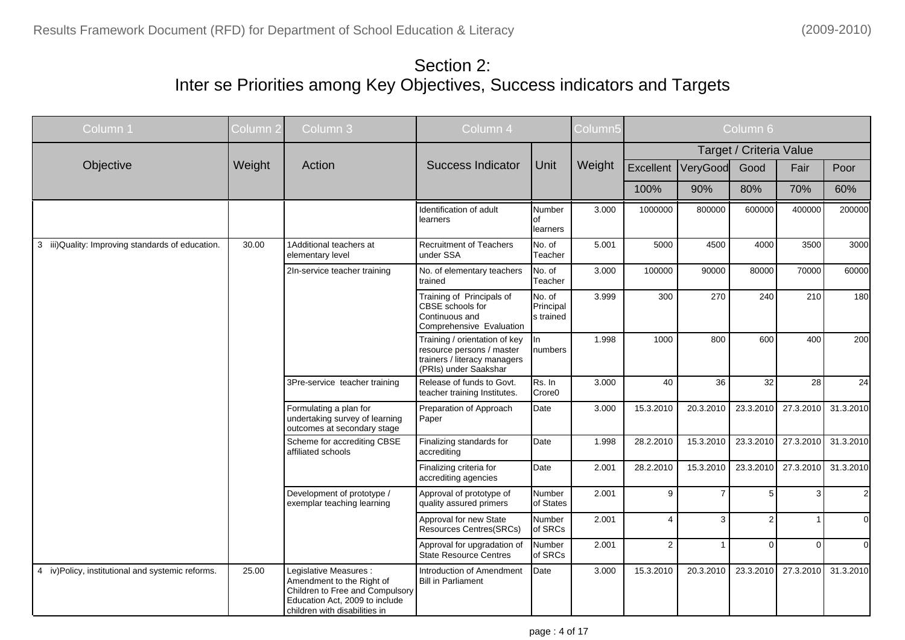# Section 2:
# Inter se Priorities among Key Objectives, Success indicators and Targets

| Column 1 | Column 2 | Column 3 | Column 4 | | Column5 | Column 6 | | | | |
|---|---|---|---|---|---|---|---|---|---|---|
| | | | | | | Target / Criteria Value | | | | |
| Objective | Weight | Action | Success Indicator | Unit | Weight | Excellent | VeryGood | Good | Fair | Poor |
| | | | | | | 100% | 90% | 80% | 70% | 60% |
| | | | Identification of adult learners | Number of learners | 3.000 | 1000000 | 800000 | 600000 | 400000 | 200000 |
| 3 iii)Quality: Improving standards of education. | 30.00 | 1Additional teachers at elementary level | Recruitment of Teachers under SSA | No. of Teacher | 5.001 | 5000 | 4500 | 4000 | 3500 | 3000 |
| | | 2In-service teacher training | No. of elementary teachers trained | No. of Teacher | 3.000 | 100000 | 90000 | 80000 | 70000 | 60000 |
| | | | Training of Principals of CBSE schools for Continuous and Comprehensive Evaluation | No. of Principal s trained | 3.999 | 300 | 270 | 240 | 210 | 180 |
| | | | Training / orientation of key resource persons / master trainers / literacy managers (PRIs) under Saakshar | In numbers | 1.998 | 1000 | 800 | 600 | 400 | 200 |
| | | 3Pre-service teacher training | Release of funds to Govt. teacher training Institutes. | Rs. In Crore0 | 3.000 | 40 | 36 | 32 | 28 | 24 |
| | | Formulating a plan for undertaking survey of learning outcomes at secondary stage | Preparation of Approach Paper | Date | 3.000 | 15.3.2010 | 20.3.2010 | 23.3.2010 | 27.3.2010 | 31.3.2010 |
| | | Scheme for accrediting CBSE affiliated schools | Finalizing standards for accrediting | Date | 1.998 | 28.2.2010 | 15.3.2010 | 23.3.2010 | 27.3.2010 | 31.3.2010 |
| | | | Finalizing criteria for accrediting agencies | Date | 2.001 | 28.2.2010 | 15.3.2010 | 23.3.2010 | 27.3.2010 | 31.3.2010 |
| | | Development of prototype / exemplar teaching learning | Approval of prototype of quality assured primers | Number of States | 2.001 | 9 | 7 | 5 | 3 | 2 |
| | | | Approval for new State Resources Centres(SRCs) | Number of SRCs | 2.001 | 4 | 3 | 2 | 1 | 0 |
| | | | Approval for upgradation of State Resource Centres | Number of SRCs | 2.001 | 2 | 1 | 0 | 0 | 0 |
| 4 iv)Policy, institutional and systemic reforms. | 25.00 | Legislative Measures : Amendment to the Right of Children to Free and Compulsory Education Act, 2009 to include children with disabilities in | Introduction of Amendment Bill in Parliament | Date | 3.000 | 15.3.2010 | 20.3.2010 | 23.3.2010 | 27.3.2010 | 31.3.2010 |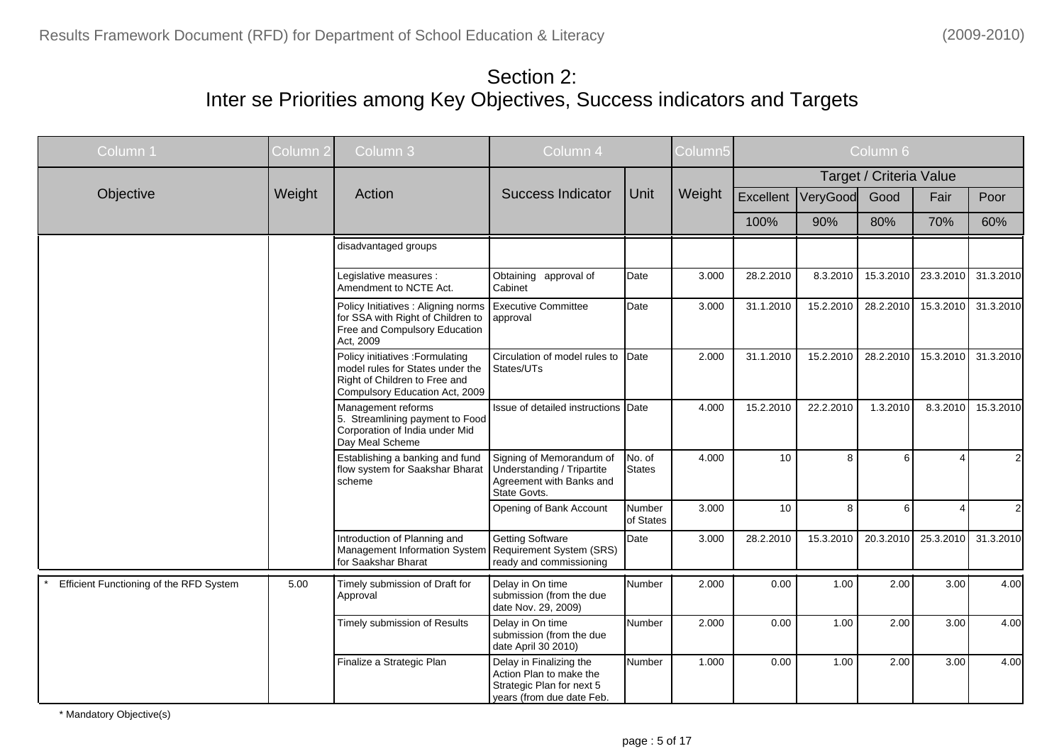# Section 2:
## Inter se Priorities among Key Objectives, Success indicators and Targets

| Column 1 | Column 2 | Column 3 | Column 4 | | Column5 | Column 6 | | | | |
|---|---|---|---|---|---|---|---|---|---|---|
| | | | | | | Target / Criteria Value | | | | |
| Objective | Weight | Action | Success Indicator | Unit | Weight | Excellent | VeryGood | Good | Fair | Poor |
| | | | | | | 100% | 90% | 80% | 70% | 60% |
| | | disadvantaged groups | | | | | | | | |
| | | Legislative measures : Amendment to NCTE Act. | Obtaining approval of Cabinet | Date | 3.000 | 28.2.2010 | 8.3.2010 | 15.3.2010 | 23.3.2010 | 31.3.2010 |
| | | Policy Initiatives : Aligning norms for SSA with Right of Children to Free and Compulsory Education Act, 2009 | Executive Committee approval | Date | 3.000 | 31.1.2010 | 15.2.2010 | 28.2.2010 | 15.3.2010 | 31.3.2010 |
| | | Policy initiatives :Formulating model rules for States under the Right of Children to Free and Compulsory Education Act, 2009 | Circulation of model rules to States/UTs | Date | 2.000 | 31.1.2010 | 15.2.2010 | 28.2.2010 | 15.3.2010 | 31.3.2010 |
| | | Management reforms 5. Streamlining payment to Food Corporation of India under Mid Day Meal Scheme | Issue of detailed instructions | Date | 4.000 | 15.2.2010 | 22.2.2010 | 1.3.2010 | 8.3.2010 | 15.3.2010 |
| | | Establishing a banking and fund flow system for Saakshar Bharat scheme | Signing of Memorandum of Understanding / Tripartite Agreement with Banks and State Govts. | No. of States | 4.000 | 10 | 8 | 6 | 4 | 2 |
| | | | Opening of Bank Account | Number of States | 3.000 | 10 | 8 | 6 | 4 | 2 |
| | | Introduction of Planning and Management Information System for Saakshar Bharat | Getting Software Requirement System (SRS) ready and commissioning | Date | 3.000 | 28.2.2010 | 15.3.2010 | 20.3.2010 | 25.3.2010 | 31.3.2010 |
| * Efficient Functioning of the RFD System | 5.00 | Timely submission of Draft for Approval | Delay in On time submission (from the due date Nov. 29, 2009) | Number | 2.000 | 0.00 | 1.00 | 2.00 | 3.00 | 4.00 |
| | | Timely submission of Results | Delay in On time submission (from the due date April 30 2010) | Number | 2.000 | 0.00 | 1.00 | 2.00 | 3.00 | 4.00 |
| | | Finalize a Strategic Plan | Delay in Finalizing the Action Plan to make the Strategic Plan for next 5 years (from due date Feb. | Number | 1.000 | 0.00 | 1.00 | 2.00 | 3.00 | 4.00 |

* Mandatory Objective(s)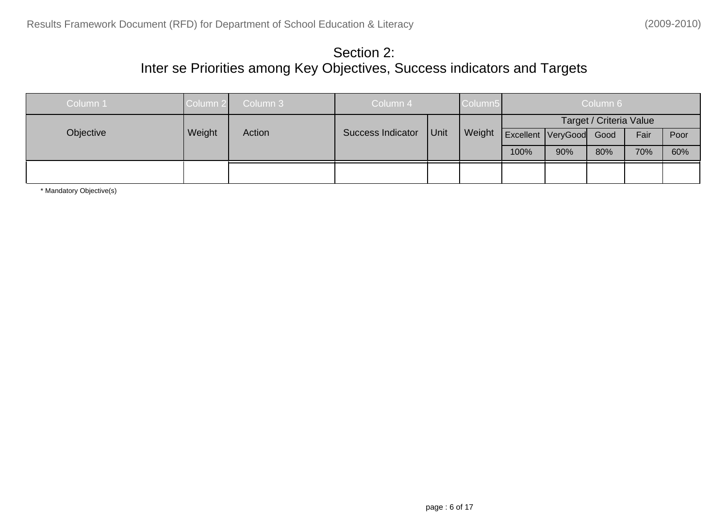## Section 2:
## Inter se Priorities among Key Objectives, Success indicators and Targets

| Column 1 | Column 2 | Column 3 | Column 4 | | Column5 | Column 6 | | | | |
|---|---|---|---|---|---|---|---|---|---|---|
| | | | | | | Target / Criteria Value | | | | |
| Objective | Weight | Action | Success Indicator | Unit | Weight | Excellent | VeryGood | Good | Fair | Poor |
| | | | | | | 100% | 90% | 80% | 70% | 60% |
| | | | | | | | | | | |

\* Mandatory Objective(s)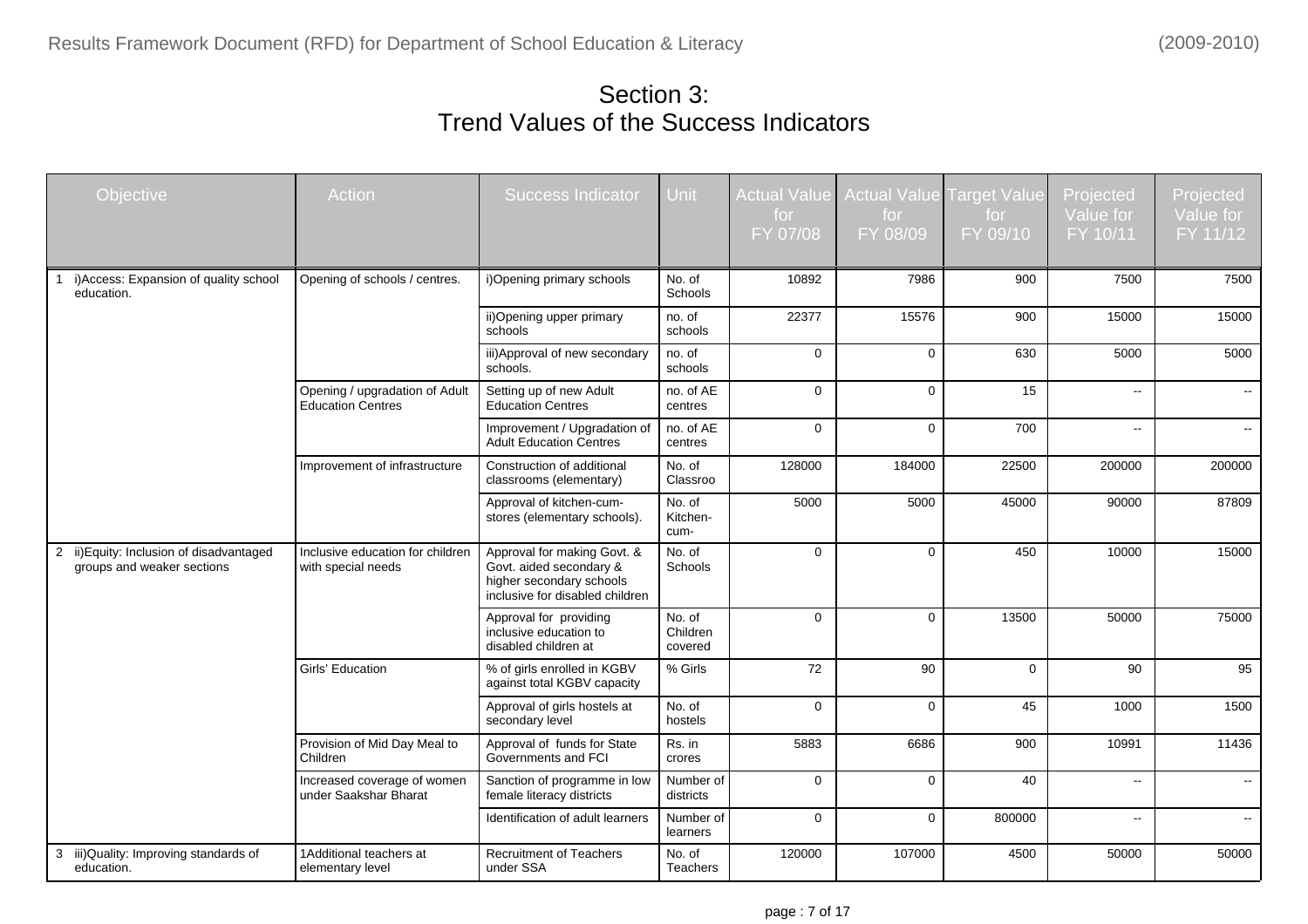# Section 3:
# Trend Values of the Success Indicators

| Objective | Action | Success Indicator | Unit | Actual Value for FY 07/08 | Actual Value for FY 08/09 | Target Value for FY 09/10 | Projected Value for FY 10/11 | Projected Value for FY 11/12 |
|---|---|---|---|---|---|---|---|---|
| 1 i)Access: Expansion of quality school education. | Opening of schools / centres. | i)Opening primary schools | No. of Schools | 10892 | 7986 | 900 | 7500 | 7500 |
| | | ii)Opening upper primary schools | no. of schools | 22377 | 15576 | 900 | 15000 | 15000 |
| | | iii)Approval of new secondary schools. | no. of schools | 0 | 0 | 630 | 5000 | 5000 |
| | Opening / upgradation of Adult Education Centres | Setting up of new Adult Education Centres | no. of AE centres | 0 | 0 | 15 | -- | -- |
| | | Improvement / Upgradation of Adult Education Centres | no. of AE centres | 0 | 0 | 700 | -- | -- |
| | Improvement of infrastructure | Construction of additional classrooms (elementary) | No. of Classroo | 128000 | 184000 | 22500 | 200000 | 200000 |
| | | Approval of kitchen-cum-stores (elementary schools). | No. of Kitchen-cum- | 5000 | 5000 | 45000 | 90000 | 87809 |
| 2 ii)Equity: Inclusion of disadvantaged groups and weaker sections | Inclusive education for children with special needs | Approval for making Govt. & Govt. aided secondary & higher secondary schools inclusive for disabled children | No. of Schools | 0 | 0 | 450 | 10000 | 15000 |
| | | Approval for providing inclusive education to disabled children at | No. of Children covered | 0 | 0 | 13500 | 50000 | 75000 |
| | Girls' Education | % of girls enrolled in KGBV against total KGBV capacity | % Girls | 72 | 90 | 0 | 90 | 95 |
| | | Approval of girls hostels at secondary level | No. of hostels | 0 | 0 | 45 | 1000 | 1500 |
| | Provision of Mid Day Meal to Children | Approval of funds for State Governments and FCI | Rs. in crores | 5883 | 6686 | 900 | 10991 | 11436 |
| | Increased coverage of women under Saakshar Bharat | Sanction of programme in low female literacy districts | Number of districts | 0 | 0 | 40 | -- | -- |
| | | Identification of adult learners | Number of learners | 0 | 0 | 800000 | -- | -- |
| 3 iii)Quality: Improving standards of education. | 1Additional teachers at elementary level | Recruitment of Teachers under SSA | No. of Teachers | 120000 | 107000 | 4500 | 50000 | 50000 |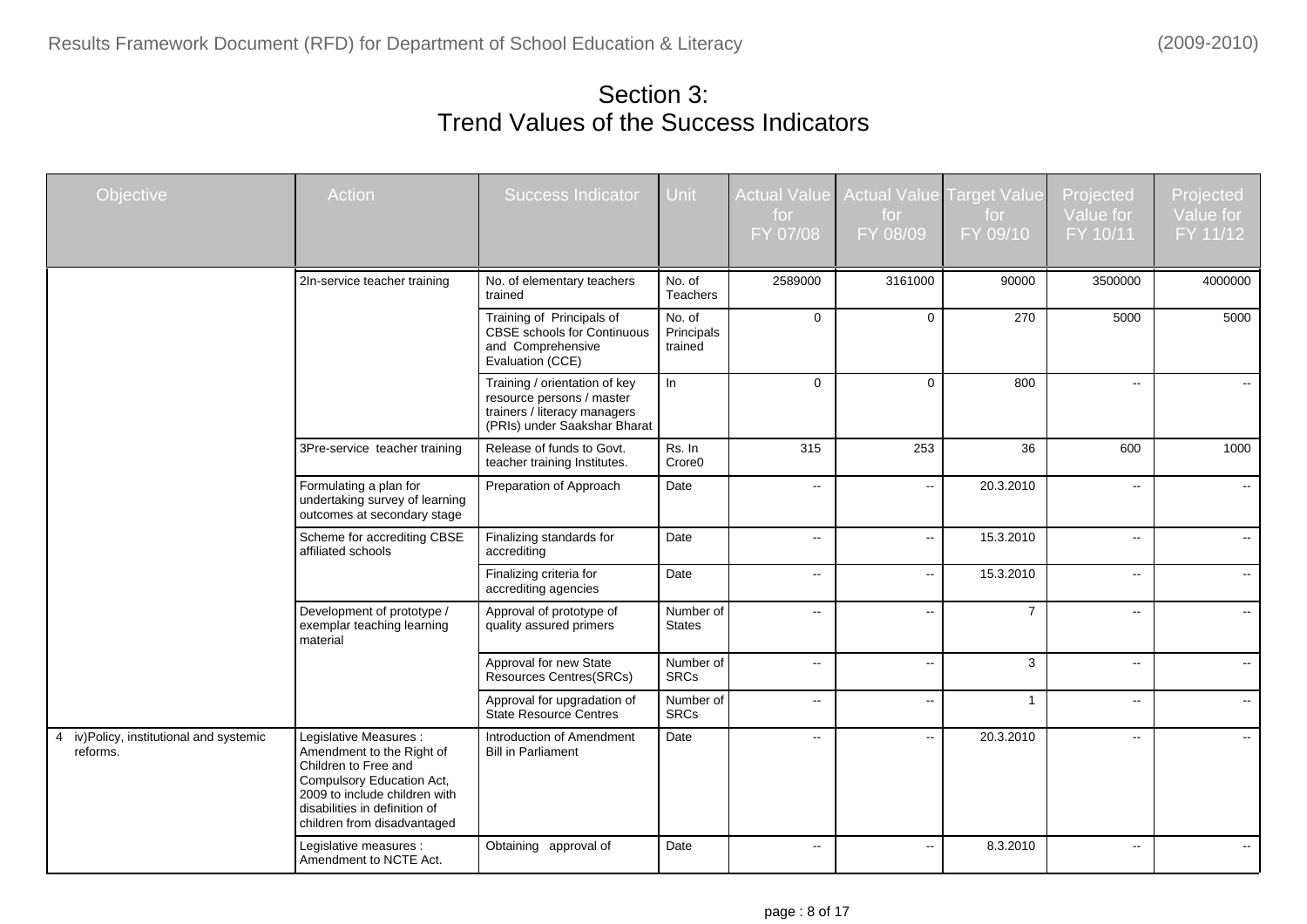# Section 3:
# Trend Values of the Success Indicators

| Objective | Action | Success Indicator | Unit | Actual Value for FY 07/08 | Actual Value for FY 08/09 | Target Value for FY 09/10 | Projected Value for FY 10/11 | Projected Value for FY 11/12 |
|---|---|---|---|---|---|---|---|---|
| | 2In-service teacher training | No. of elementary teachers trained | No. of Teachers | 2589000 | 3161000 | 90000 | 3500000 | 4000000 |
| | | Training of Principals of CBSE schools for Continuous and Comprehensive Evaluation (CCE) | No. of Principals trained | 0 | 0 | 270 | 5000 | 5000 |
| | | Training / orientation of key resource persons / master trainers / literacy managers (PRIs) under Saakshar Bharat | In | 0 | 0 | 800 | -- | -- |
| | 3Pre-service teacher training | Release of funds to Govt. teacher training Institutes. | Rs. In Crore0 | 315 | 253 | 36 | 600 | 1000 |
| | Formulating a plan for undertaking survey of learning outcomes at secondary stage | Preparation of Approach | Date | -- | -- | 20.3.2010 | -- | -- |
| | Scheme for accrediting CBSE affiliated schools | Finalizing standards for accrediting | Date | -- | -- | 15.3.2010 | -- | -- |
| | | Finalizing criteria for accrediting agencies | Date | -- | -- | 15.3.2010 | -- | -- |
| | Development of prototype / exemplar teaching learning material | Approval of prototype of quality assured primers | Number of States | -- | -- | 7 | -- | -- |
| | | Approval for new State Resources Centres(SRCs) | Number of SRCs | -- | -- | 3 | -- | -- |
| | | Approval for upgradation of State Resource Centres | Number of SRCs | -- | -- | 1 | -- | -- |
| 4 iv)Policy, institutional and systemic reforms. | Legislative Measures : Amendment to the Right of Children to Free and Compulsory Education Act, 2009 to include children with disabilities in definition of children from disadvantaged | Introduction of Amendment Bill in Parliament | Date | -- | -- | 20.3.2010 | -- | -- |
| | Legislative measures : Amendment to NCTE Act. | Obtaining approval of | Date | -- | -- | 8.3.2010 | -- | -- |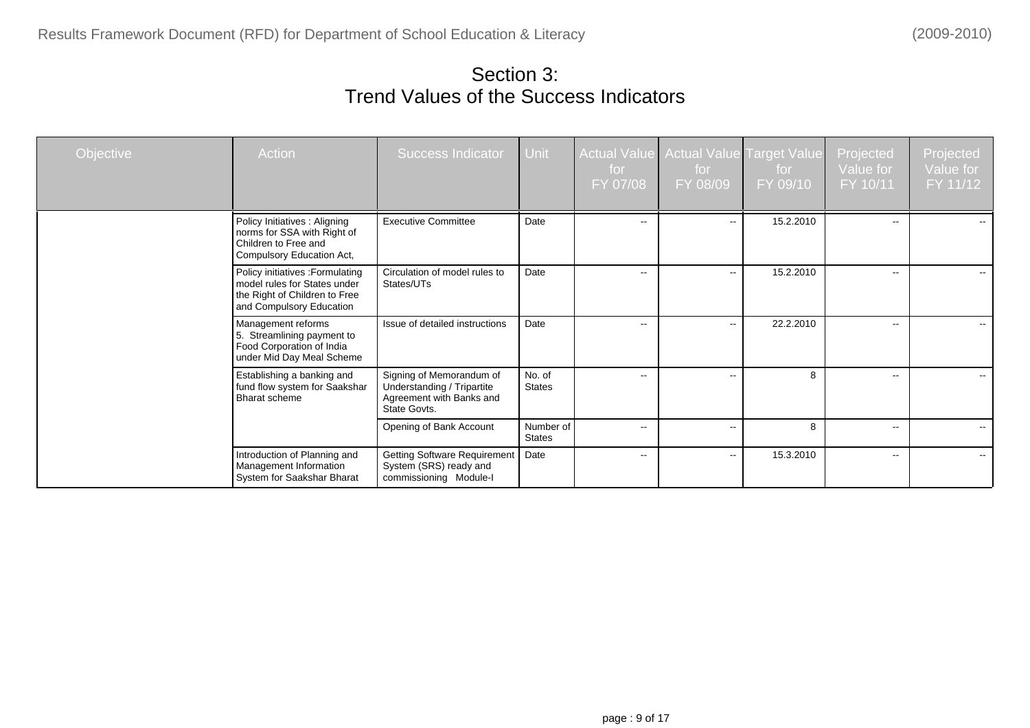# Section 3:
# Trend Values of the Success Indicators

| Objective | Action | Success Indicator | Unit | Actual Value for FY 07/08 | Actual Value for FY 08/09 | Target Value for FY 09/10 | Projected Value for FY 10/11 | Projected Value for FY 11/12 |
|---|---|---|---|---|---|---|---|---|
| | Policy Initiatives : Aligning norms for SSA with Right of Children to Free and Compulsory Education Act, | Executive Committee | Date | -- | -- | 15.2.2010 | -- | -- |
| | Policy initiatives :Formulating model rules for States under the Right of Children to Free and Compulsory Education | Circulation of model rules to States/UTs | Date | -- | -- | 15.2.2010 | -- | -- |
| | Management reforms 5. Streamlining payment to Food Corporation of India under Mid Day Meal Scheme | Issue of detailed instructions | Date | -- | -- | 22.2.2010 | -- | -- |
| | Establishing a banking and fund flow system for Saakshar Bharat scheme | Signing of Memorandum of Understanding / Tripartite Agreement with Banks and State Govts. | No. of States | -- | -- | 8 | -- | -- |
| | | Opening of Bank Account | Number of States | -- | -- | 8 | -- | -- |
| | Introduction of Planning and Management Information System for Saakshar Bharat | Getting Software Requirement System (SRS) ready and commissioning Module-I | Date | -- | -- | 15.3.2010 | -- | -- |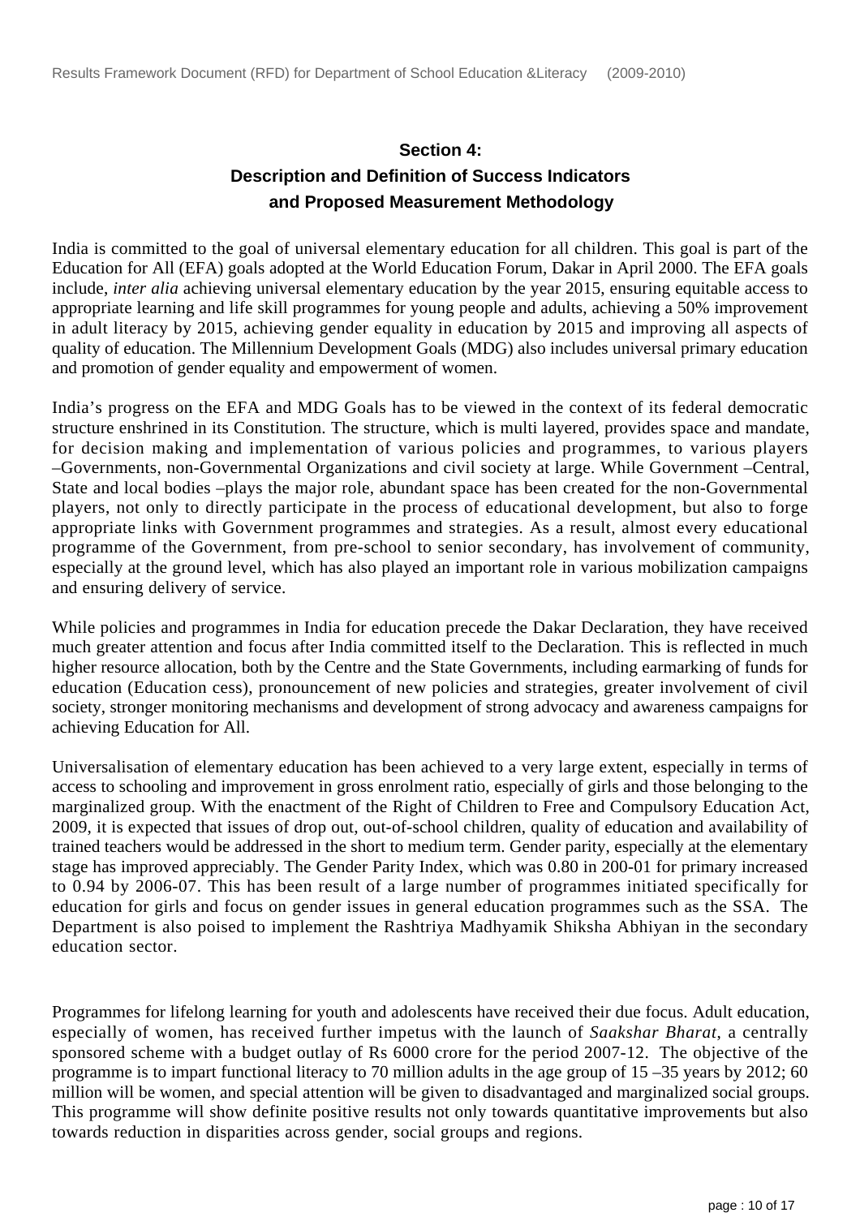## Section 4:
## Description and Definition of Success Indicators and Proposed Measurement Methodology

India is committed to the goal of universal elementary education for all children. This goal is part of the Education for All (EFA) goals adopted at the World Education Forum, Dakar in April 2000. The EFA goals include, *inter alia* achieving universal elementary education by the year 2015, ensuring equitable access to appropriate learning and life skill programmes for young people and adults, achieving a 50% improvement in adult literacy by 2015, achieving gender equality in education by 2015 and improving all aspects of quality of education. The Millennium Development Goals (MDG) also includes universal primary education and promotion of gender equality and empowerment of women.

India's progress on the EFA and MDG Goals has to be viewed in the context of its federal democratic structure enshrined in its Constitution. The structure, which is multi layered, provides space and mandate, for decision making and implementation of various policies and programmes, to various players –Governments, non-Governmental Organizations and civil society at large. While Government –Central, State and local bodies –plays the major role, abundant space has been created for the non-Governmental players, not only to directly participate in the process of educational development, but also to forge appropriate links with Government programmes and strategies. As a result, almost every educational programme of the Government, from pre-school to senior secondary, has involvement of community, especially at the ground level, which has also played an important role in various mobilization campaigns and ensuring delivery of service.

While policies and programmes in India for education precede the Dakar Declaration, they have received much greater attention and focus after India committed itself to the Declaration. This is reflected in much higher resource allocation, both by the Centre and the State Governments, including earmarking of funds for education (Education cess), pronouncement of new policies and strategies, greater involvement of civil society, stronger monitoring mechanisms and development of strong advocacy and awareness campaigns for achieving Education for All.

Universalisation of elementary education has been achieved to a very large extent, especially in terms of access to schooling and improvement in gross enrolment ratio, especially of girls and those belonging to the marginalized group. With the enactment of the Right of Children to Free and Compulsory Education Act, 2009, it is expected that issues of drop out, out-of-school children, quality of education and availability of trained teachers would be addressed in the short to medium term. Gender parity, especially at the elementary stage has improved appreciably. The Gender Parity Index, which was 0.80 in 200-01 for primary increased to 0.94 by 2006-07. This has been result of a large number of programmes initiated specifically for education for girls and focus on gender issues in general education programmes such as the SSA. The Department is also poised to implement the Rashtriya Madhyamik Shiksha Abhiyan in the secondary education sector.

Programmes for lifelong learning for youth and adolescents have received their due focus. Adult education, especially of women, has received further impetus with the launch of *Saakshar Bharat*, a centrally sponsored scheme with a budget outlay of Rs 6000 crore for the period 2007-12. The objective of the programme is to impart functional literacy to 70 million adults in the age group of 15 –35 years by 2012; 60 million will be women, and special attention will be given to disadvantaged and marginalized social groups. This programme will show definite positive results not only towards quantitative improvements but also towards reduction in disparities across gender, social groups and regions.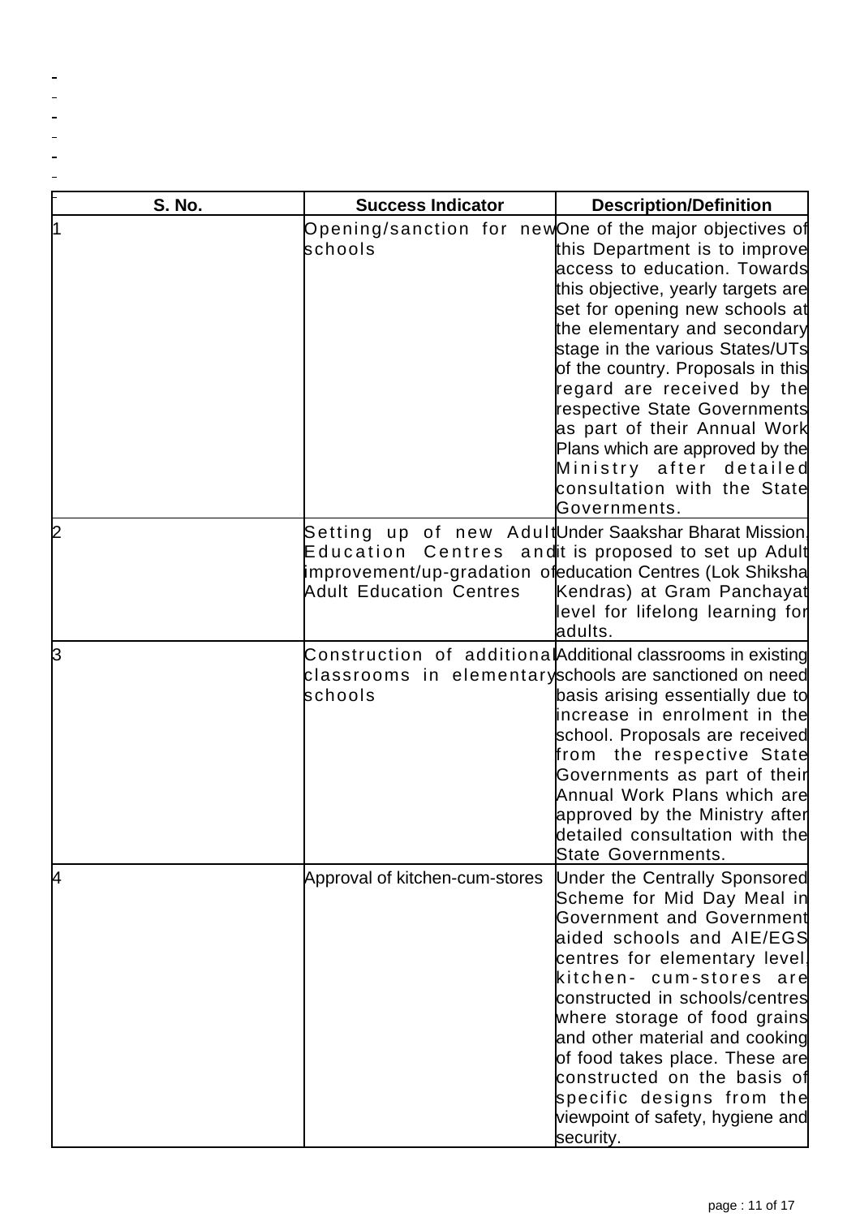| S. No. | Success Indicator | Description/Definition |
|---|---|---|
| 1 | Opening/sanction for new schools | One of the major objectives of this Department is to improve access to education. Towards this objective, yearly targets are set for opening new schools at the elementary and secondary stage in the various States/UTs of the country. Proposals in this regard are received by the respective State Governments as part of their Annual Work Plans which are approved by the Ministry after detailed consultation with the State Governments. |
| 2 | Setting up of new Adult Education Centres and improvement/up-gradation of Adult Education Centres | Under Saakshar Bharat Mission, it is proposed to set up Adult education Centres (Lok Shiksha Kendras) at Gram Panchayat level for lifelong learning for adults. |
| 3 | Construction of additional classrooms in elementary schools | Additional classrooms in existing schools are sanctioned on need basis arising essentially due to increase in enrolment in the school. Proposals are received from the respective State Governments as part of their Annual Work Plans which are approved by the Ministry after detailed consultation with the State Governments. |
| 4 | Approval of kitchen-cum-stores | Under the Centrally Sponsored Scheme for Mid Day Meal in Government and Government aided schools and AIE/EGS centres for elementary level, kitchen- cum-stores are constructed in schools/centres where storage of food grains and other material and cooking of food takes place. These are constructed on the basis of specific designs from the viewpoint of safety, hygiene and security. |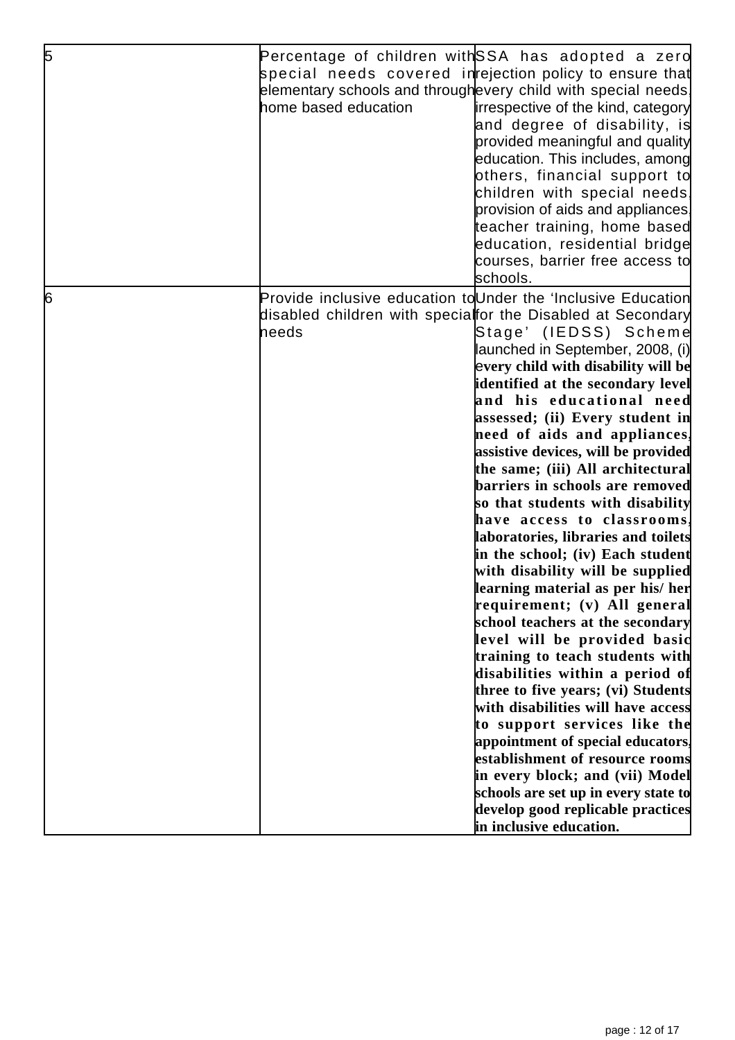| | | |
|---|---|---|
| 5 | Percentage of children with special needs covered in elementary schools and through home based education | SSA has adopted a zero rejection policy to ensure that every child with special needs, irrespective of the kind, category and degree of disability, is provided meaningful and quality education. This includes, among others, financial support to children with special needs, provision of aids and appliances, teacher training, home based education, residential bridge courses, barrier free access to schools. |
| 6 | Provide inclusive education to disabled children with special needs | Under the 'Inclusive Education for the Disabled at Secondary Stage' (IEDSS) Scheme launched in September, 2008, (i) **every child with disability will be identified at the secondary level and his educational need assessed; (ii) Every student in need of aids and appliances, assistive devices, will be provided the same; (iii) All architectural barriers in schools are removed so that students with disability have access to classrooms, laboratories, libraries and toilets in the school; (iv) Each student with disability will be supplied learning material as per his/ her requirement; (v) All general school teachers at the secondary level will be provided basic training to teach students with disabilities within a period of three to five years; (vi) Students with disabilities will have access to support services like the appointment of special educators, establishment of resource rooms in every block; and (vii) Model schools are set up in every state to develop good replicable practices in inclusive education.** |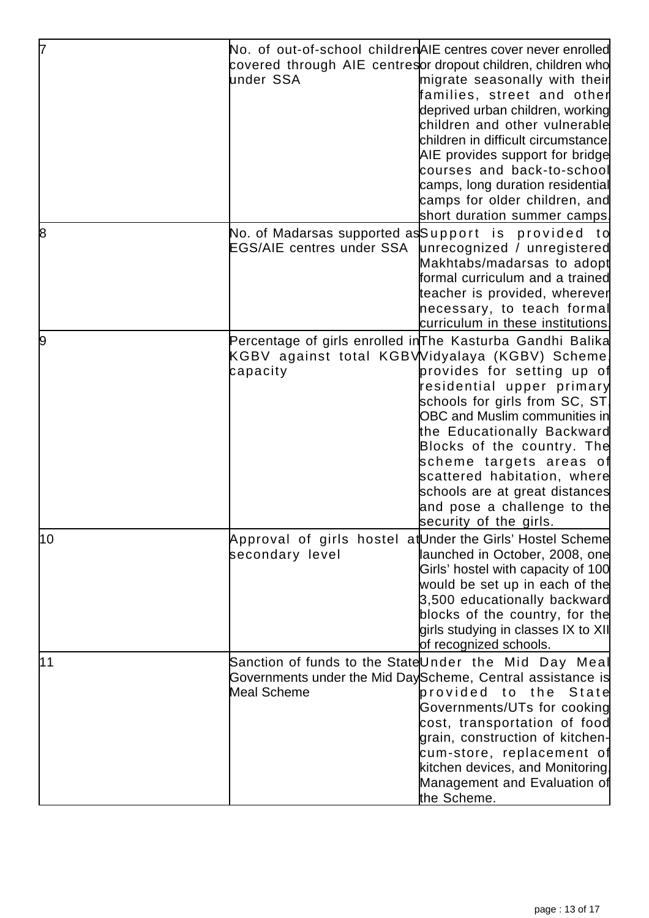| | | |
|---|---|---|
| 7 | No. of out-of-school children covered through AIE centres under SSA | AIE centres cover never enrolled or dropout children, children who migrate seasonally with their families, street and other deprived urban children, working children and other vulnerable children in difficult circumstance. AIE provides support for bridge courses and back-to-school camps, long duration residential camps for older children, and short duration summer camps. |
| 8 | No. of Madarsas supported as EGS/AIE centres under SSA | Support is provided to unrecognized / unregistered Makhtabs/madarsas to adopt formal curriculum and a trained teacher is provided, wherever necessary, to teach formal curriculum in these institutions. |
| 9 | Percentage of girls enrolled in KGBV against total KGBV capacity | The Kasturba Gandhi Balika Vidyalaya (KGBV) Scheme, provides for setting up of residential upper primary schools for girls from SC, ST, OBC and Muslim communities in the Educationally Backward Blocks of the country. The scheme targets areas of scattered habitation, where schools are at great distances and pose a challenge to the security of the girls. |
| 10 | Approval of girls hostel at secondary level | Under the Girls' Hostel Scheme launched in October, 2008, one Girls' hostel with capacity of 100 would be set up in each of the 3,500 educationally backward blocks of the country, for the girls studying in classes IX to XII of recognized schools. |
| 11 | Sanction of funds to the State Governments under the Mid Day Meal Scheme | Under the Mid Day Meal Scheme, Central assistance is provided to the State Governments/UTs for cooking cost, transportation of food grain, construction of kitchen-cum-store, replacement of kitchen devices, and Monitoring, Management and Evaluation of the Scheme. |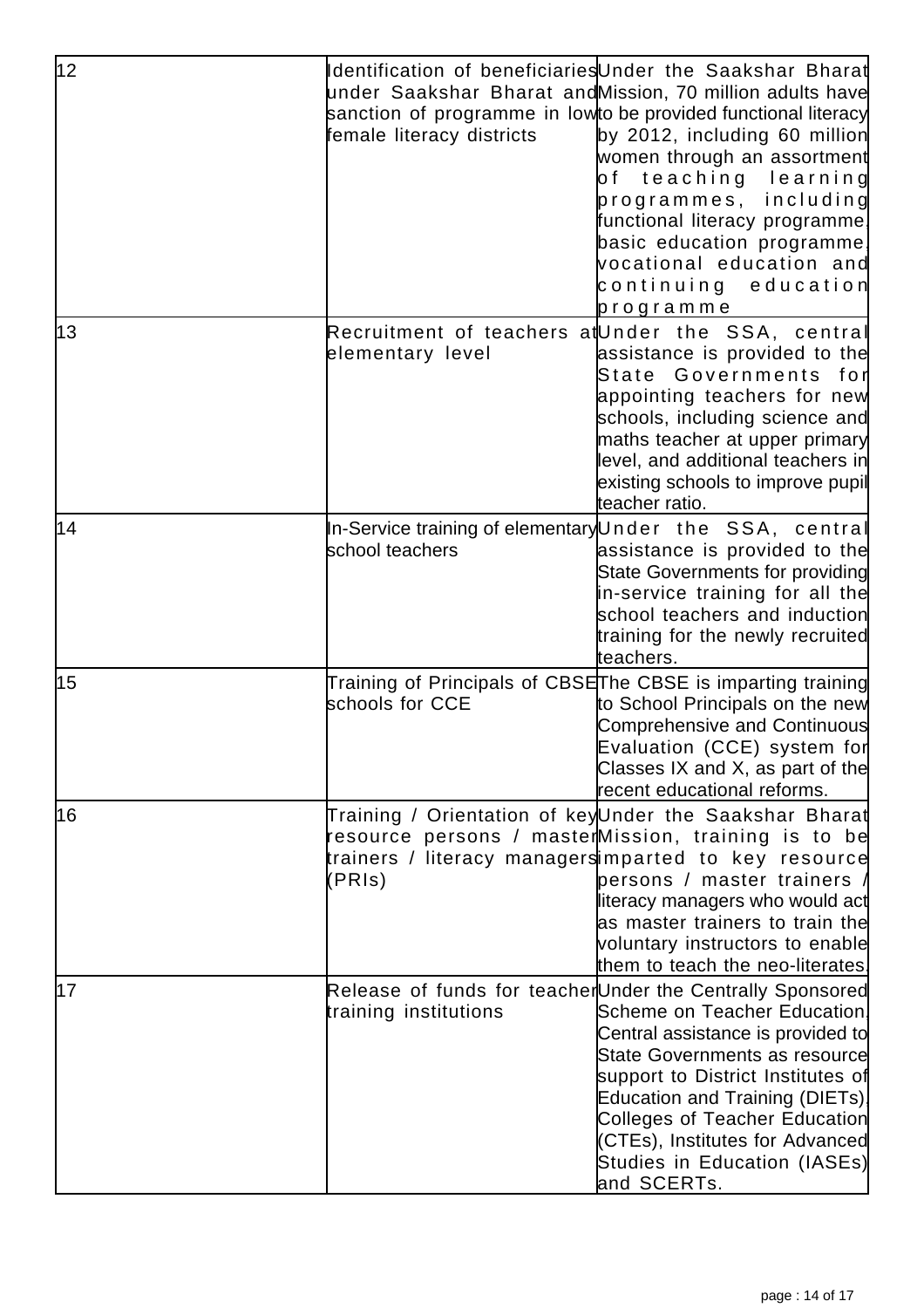| | | |
|---|---|---|
| 12 | Identification of beneficiaries under Saakshar Bharat and sanction of programme in low female literacy districts | Under the Saakshar Bharat Mission, 70 million adults have to be provided functional literacy by 2012, including 60 million women through an assortment of teaching learning programmes, including functional literacy programme, basic education programme, vocational education and continuing education programme |
| 13 | Recruitment of teachers at elementary level | Under the SSA, central assistance is provided to the State Governments for appointing teachers for new schools, including science and maths teacher at upper primary level, and additional teachers in existing schools to improve pupil teacher ratio. |
| 14 | In-Service training of elementary school teachers | Under the SSA, central assistance is provided to the State Governments for providing in-service training for all the school teachers and induction training for the newly recruited teachers. |
| 15 | Training of Principals of CBSE schools for CCE | The CBSE is imparting training to School Principals on the new Comprehensive and Continuous Evaluation (CCE) system for Classes IX and X, as part of the recent educational reforms. |
| 16 | Training / Orientation of key resource persons / master trainers / literacy managers (PRIs) | Under the Saakshar Bharat Mission, training is to be imparted to key resource persons / master trainers / literacy managers who would act as master trainers to train the voluntary instructors to enable them to teach the neo-literates. |
| 17 | Release of funds for teacher training institutions | Under the Centrally Sponsored Scheme on Teacher Education. Central assistance is provided to State Governments as resource support to District Institutes of Education and Training (DIETs). Colleges of Teacher Education (CTEs), Institutes for Advanced Studies in Education (IASEs) and SCERTs. |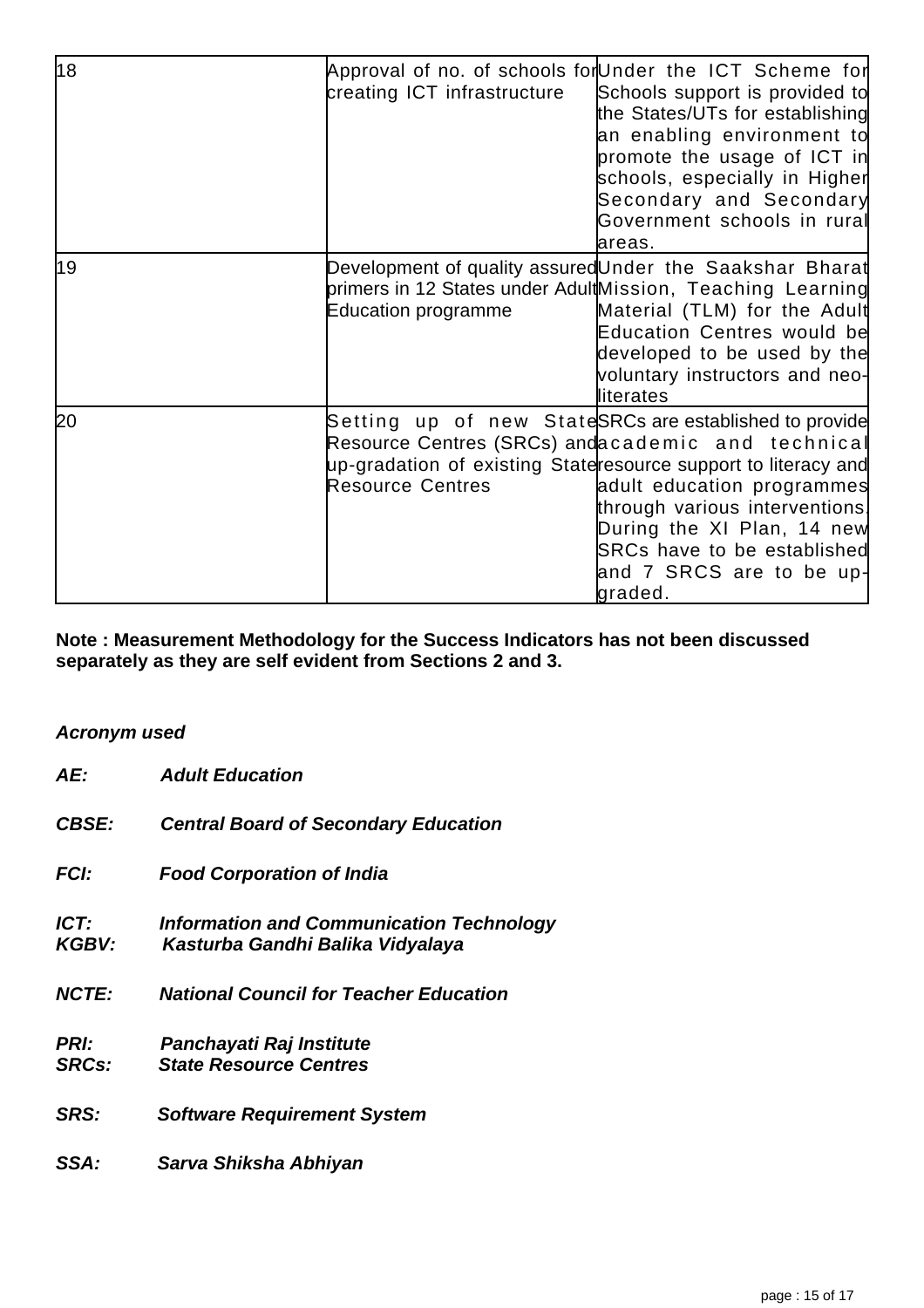| | | |
|---|---|---|
| 18 | Approval of no. of schools for creating ICT infrastructure | Under the ICT Scheme for Schools support is provided to the States/UTs for establishing an enabling environment to promote the usage of ICT in schools, especially in Higher Secondary and Secondary Government schools in rural areas. |
| 19 | Development of quality assured primers in 12 States under Adult Education programme | Under the Saakshar Bharat Mission, Teaching Learning Material (TLM) for the Adult Education Centres would be developed to be used by the voluntary instructors and neo-literates |
| 20 | Setting up of new State Resource Centres (SRCs) and up-gradation of existing State Resource Centres | SRCs are established to provide academic and technical resource support to literacy and adult education programmes through various interventions. During the XI Plan, 14 new SRCs have to be established and 7 SRCS are to be up-graded. |

**Note : Measurement Methodology for the Success Indicators has not been discussed separately as they are self evident from Sections 2 and 3.**

***Acronym used***

***AE: Adult Education***

***CBSE: Central Board of Secondary Education***

***FCI: Food Corporation of India***

***ICT: Information and Communication Technology***
***KGBV: Kasturba Gandhi Balika Vidyalaya***

***NCTE: National Council for Teacher Education***

***PRI: Panchayati Raj Institute***
***SRCs: State Resource Centres***

***SRS: Software Requirement System***

***SSA: Sarva Shiksha Abhiyan***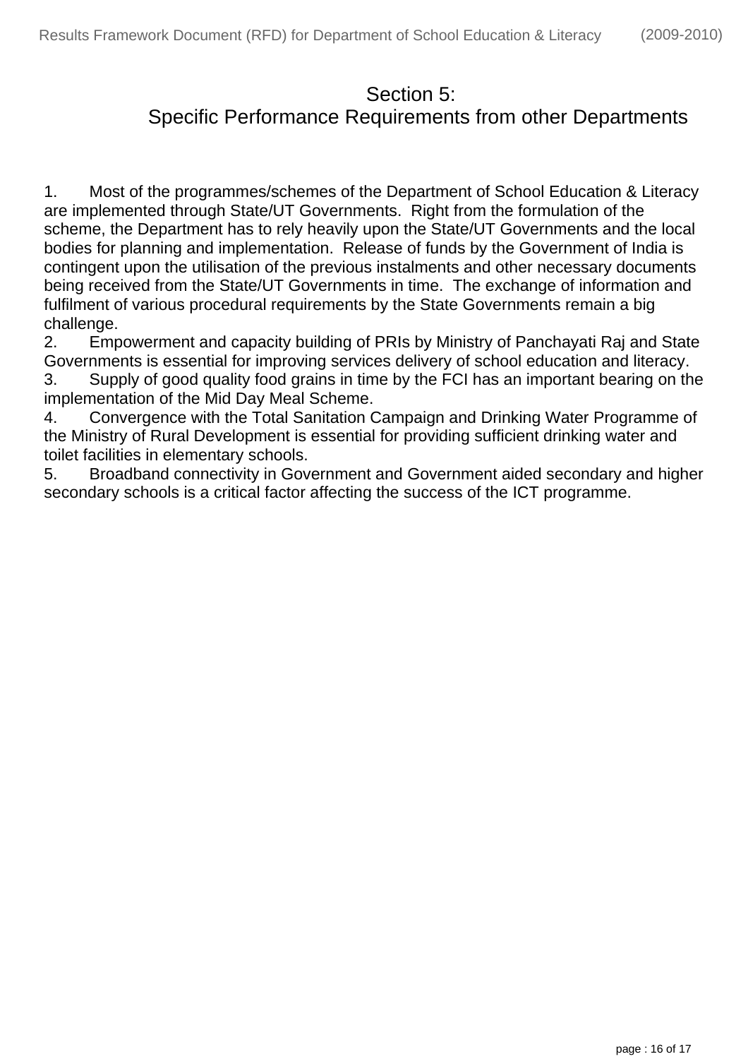# Section 5:
# Specific Performance Requirements from other Departments

1. Most of the programmes/schemes of the Department of School Education & Literacy are implemented through State/UT Governments. Right from the formulation of the scheme, the Department has to rely heavily upon the State/UT Governments and the local bodies for planning and implementation. Release of funds by the Government of India is contingent upon the utilisation of the previous instalments and other necessary documents being received from the State/UT Governments in time. The exchange of information and fulfilment of various procedural requirements by the State Governments remain a big challenge.
2. Empowerment and capacity building of PRIs by Ministry of Panchayati Raj and State Governments is essential for improving services delivery of school education and literacy.
3. Supply of good quality food grains in time by the FCI has an important bearing on the implementation of the Mid Day Meal Scheme.
4. Convergence with the Total Sanitation Campaign and Drinking Water Programme of the Ministry of Rural Development is essential for providing sufficient drinking water and toilet facilities in elementary schools.
5. Broadband connectivity in Government and Government aided secondary and higher secondary schools is a critical factor affecting the success of the ICT programme.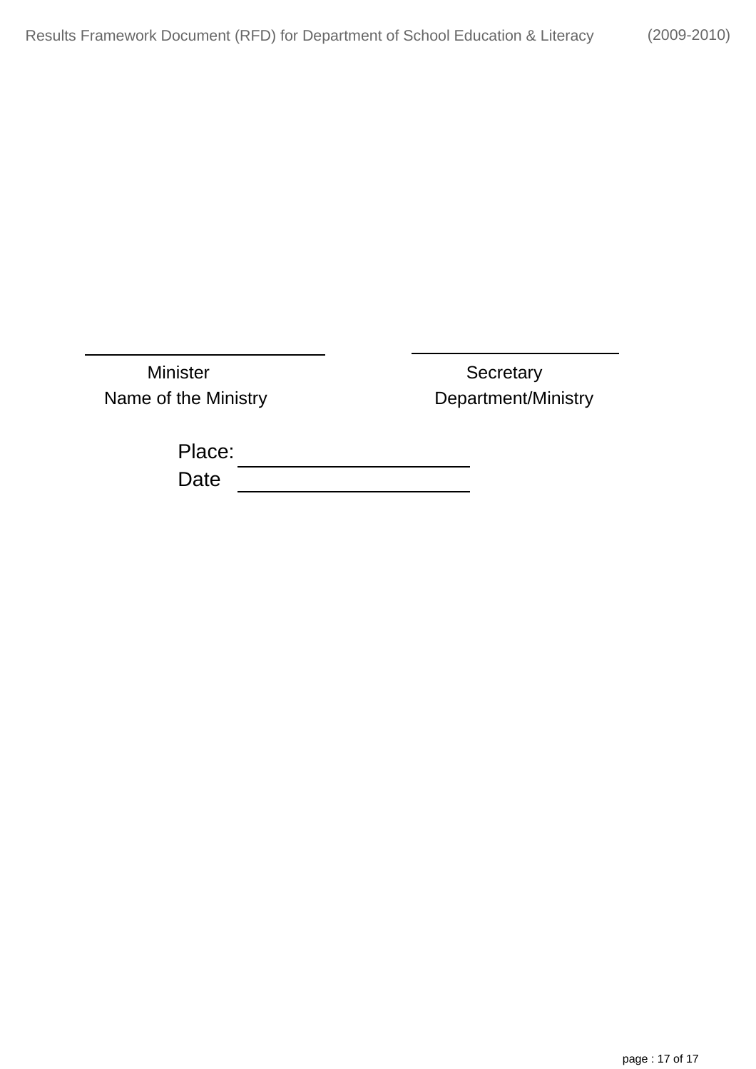\_\_\_\_\_\_\_\_\_\_\_\_\_\_\_\_\_\_\_\_\_\_\_\_

Minister

Name of the Ministry

\_\_\_\_\_\_\_\_\_\_\_\_\_\_\_\_\_\_\_\_\_\_\_\_

Secretary

Department/Ministry

Place: \_\_\_\_\_\_\_\_\_\_\_\_\_\_\_\_\_\_\_\_\_\_\_\_

Date \_\_\_\_\_\_\_\_\_\_\_\_\_\_\_\_\_\_\_\_\_\_\_\_